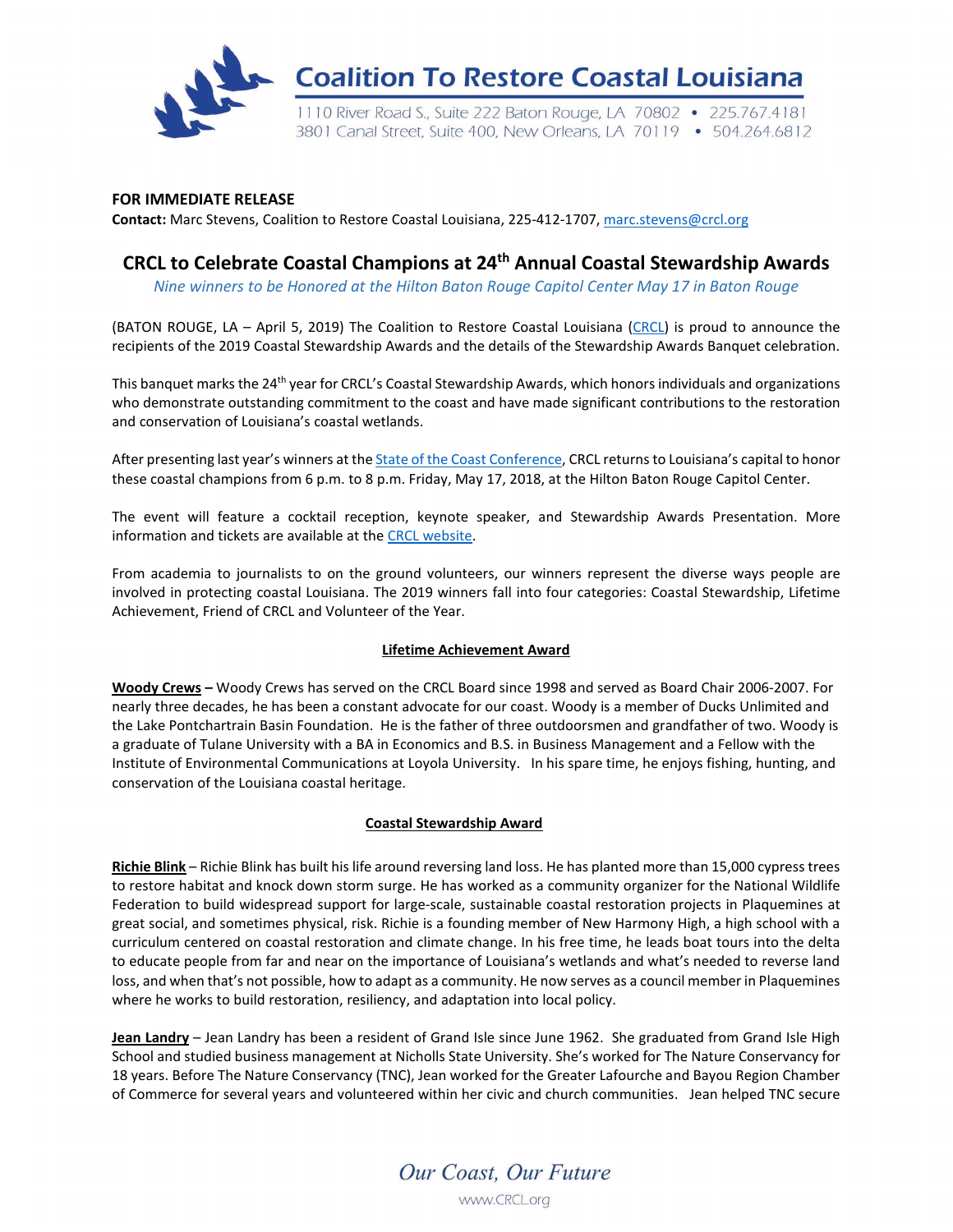# Coalition To Restore Coastal Louisiana

1110 River Road S., Suite 222 Baton Rouge, LA 70802 • 225.767.4181
3801 Canal Street, Suite 400, New Orleans, LA 70119 • 504.264.6812

**FOR IMMEDIATE RELEASE**
**Contact:** Marc Stevens, Coalition to Restore Coastal Louisiana, 225-412-1707, marc.stevens@crcl.org

## CRCL to Celebrate Coastal Champions at 24th Annual Coastal Stewardship Awards

*Nine winners to be Honored at the Hilton Baton Rouge Capitol Center May 17 in Baton Rouge*

(BATON ROUGE, LA – April 5, 2019) The Coalition to Restore Coastal Louisiana (CRCL) is proud to announce the recipients of the 2019 Coastal Stewardship Awards and the details of the Stewardship Awards Banquet celebration.

This banquet marks the 24th year for CRCL's Coastal Stewardship Awards, which honors individuals and organizations who demonstrate outstanding commitment to the coast and have made significant contributions to the restoration and conservation of Louisiana's coastal wetlands.

After presenting last year's winners at the State of the Coast Conference, CRCL returns to Louisiana's capital to honor these coastal champions from 6 p.m. to 8 p.m. Friday, May 17, 2018, at the Hilton Baton Rouge Capitol Center.

The event will feature a cocktail reception, keynote speaker, and Stewardship Awards Presentation. More information and tickets are available at the CRCL website.

From academia to journalists to on the ground volunteers, our winners represent the diverse ways people are involved in protecting coastal Louisiana. The 2019 winners fall into four categories: Coastal Stewardship, Lifetime Achievement, Friend of CRCL and Volunteer of the Year.

### Lifetime Achievement Award

**Woody Crews –** Woody Crews has served on the CRCL Board since 1998 and served as Board Chair 2006-2007. For nearly three decades, he has been a constant advocate for our coast. Woody is a member of Ducks Unlimited and the Lake Pontchartrain Basin Foundation. He is the father of three outdoorsmen and grandfather of two. Woody is a graduate of Tulane University with a BA in Economics and B.S. in Business Management and a Fellow with the Institute of Environmental Communications at Loyola University. In his spare time, he enjoys fishing, hunting, and conservation of the Louisiana coastal heritage.

### Coastal Stewardship Award

**Richie Blink** – Richie Blink has built his life around reversing land loss. He has planted more than 15,000 cypress trees to restore habitat and knock down storm surge. He has worked as a community organizer for the National Wildlife Federation to build widespread support for large-scale, sustainable coastal restoration projects in Plaquemines at great social, and sometimes physical, risk. Richie is a founding member of New Harmony High, a high school with a curriculum centered on coastal restoration and climate change. In his free time, he leads boat tours into the delta to educate people from far and near on the importance of Louisiana's wetlands and what's needed to reverse land loss, and when that's not possible, how to adapt as a community. He now serves as a council member in Plaquemines where he works to build restoration, resiliency, and adaptation into local policy.

**Jean Landry** – Jean Landry has been a resident of Grand Isle since June 1962. She graduated from Grand Isle High School and studied business management at Nicholls State University. She's worked for The Nature Conservancy for 18 years. Before The Nature Conservancy (TNC), Jean worked for the Greater Lafourche and Bayou Region Chamber of Commerce for several years and volunteered within her civic and church communities. Jean helped TNC secure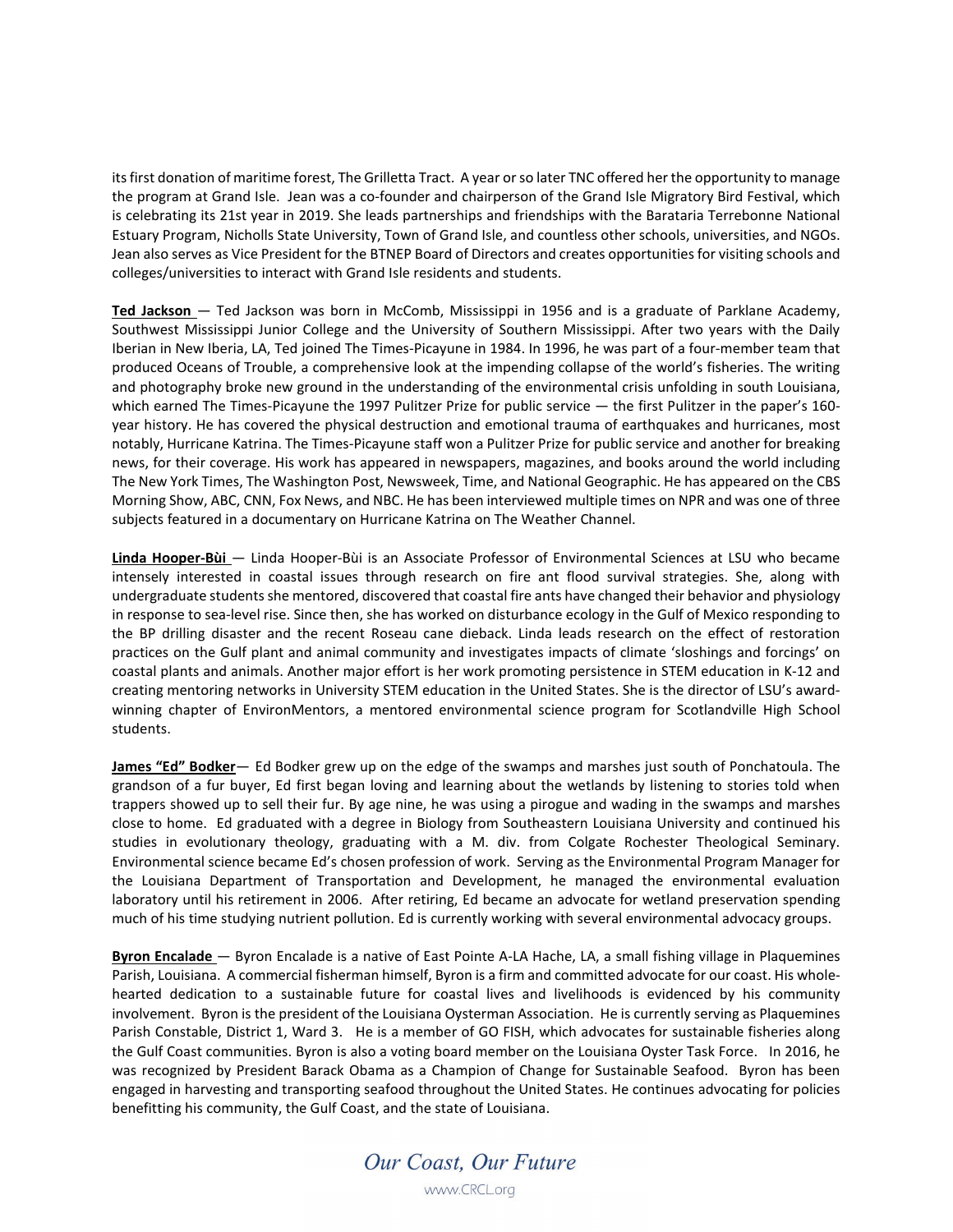its first donation of maritime forest, The Grilletta Tract. A year or so later TNC offered her the opportunity to manage the program at Grand Isle. Jean was a co-founder and chairperson of the Grand Isle Migratory Bird Festival, which is celebrating its 21st year in 2019. She leads partnerships and friendships with the Barataria Terrebonne National Estuary Program, Nicholls State University, Town of Grand Isle, and countless other schools, universities, and NGOs. Jean also serves as Vice President for the BTNEP Board of Directors and creates opportunities for visiting schools and colleges/universities to interact with Grand Isle residents and students.

**Ted Jackson** — Ted Jackson was born in McComb, Mississippi in 1956 and is a graduate of Parklane Academy, Southwest Mississippi Junior College and the University of Southern Mississippi. After two years with the Daily Iberian in New Iberia, LA, Ted joined The Times-Picayune in 1984. In 1996, he was part of a four-member team that produced Oceans of Trouble, a comprehensive look at the impending collapse of the world's fisheries. The writing and photography broke new ground in the understanding of the environmental crisis unfolding in south Louisiana, which earned The Times-Picayune the 1997 Pulitzer Prize for public service — the first Pulitzer in the paper's 160-year history. He has covered the physical destruction and emotional trauma of earthquakes and hurricanes, most notably, Hurricane Katrina. The Times-Picayune staff won a Pulitzer Prize for public service and another for breaking news, for their coverage. His work has appeared in newspapers, magazines, and books around the world including The New York Times, The Washington Post, Newsweek, Time, and National Geographic. He has appeared on the CBS Morning Show, ABC, CNN, Fox News, and NBC. He has been interviewed multiple times on NPR and was one of three subjects featured in a documentary on Hurricane Katrina on The Weather Channel.

**Linda Hooper-Bùi** — Linda Hooper-Bùi is an Associate Professor of Environmental Sciences at LSU who became intensely interested in coastal issues through research on fire ant flood survival strategies. She, along with undergraduate students she mentored, discovered that coastal fire ants have changed their behavior and physiology in response to sea-level rise. Since then, she has worked on disturbance ecology in the Gulf of Mexico responding to the BP drilling disaster and the recent Roseau cane dieback. Linda leads research on the effect of restoration practices on the Gulf plant and animal community and investigates impacts of climate 'sloshings and forcings' on coastal plants and animals. Another major effort is her work promoting persistence in STEM education in K-12 and creating mentoring networks in University STEM education in the United States. She is the director of LSU's award-winning chapter of EnvironMentors, a mentored environmental science program for Scotlandville High School students.

**James "Ed" Bodker**— Ed Bodker grew up on the edge of the swamps and marshes just south of Ponchatoula. The grandson of a fur buyer, Ed first began loving and learning about the wetlands by listening to stories told when trappers showed up to sell their fur. By age nine, he was using a pirogue and wading in the swamps and marshes close to home. Ed graduated with a degree in Biology from Southeastern Louisiana University and continued his studies in evolutionary theology, graduating with a M. div. from Colgate Rochester Theological Seminary. Environmental science became Ed's chosen profession of work. Serving as the Environmental Program Manager for the Louisiana Department of Transportation and Development, he managed the environmental evaluation laboratory until his retirement in 2006. After retiring, Ed became an advocate for wetland preservation spending much of his time studying nutrient pollution. Ed is currently working with several environmental advocacy groups.

**Byron Encalade** — Byron Encalade is a native of East Pointe A-LA Hache, LA, a small fishing village in Plaquemines Parish, Louisiana. A commercial fisherman himself, Byron is a firm and committed advocate for our coast. His whole-hearted dedication to a sustainable future for coastal lives and livelihoods is evidenced by his community involvement. Byron is the president of the Louisiana Oysterman Association. He is currently serving as Plaquemines Parish Constable, District 1, Ward 3. He is a member of GO FISH, which advocates for sustainable fisheries along the Gulf Coast communities. Byron is also a voting board member on the Louisiana Oyster Task Force. In 2016, he was recognized by President Barack Obama as a Champion of Change for Sustainable Seafood. Byron has been engaged in harvesting and transporting seafood throughout the United States. He continues advocating for policies benefitting his community, the Gulf Coast, and the state of Louisiana.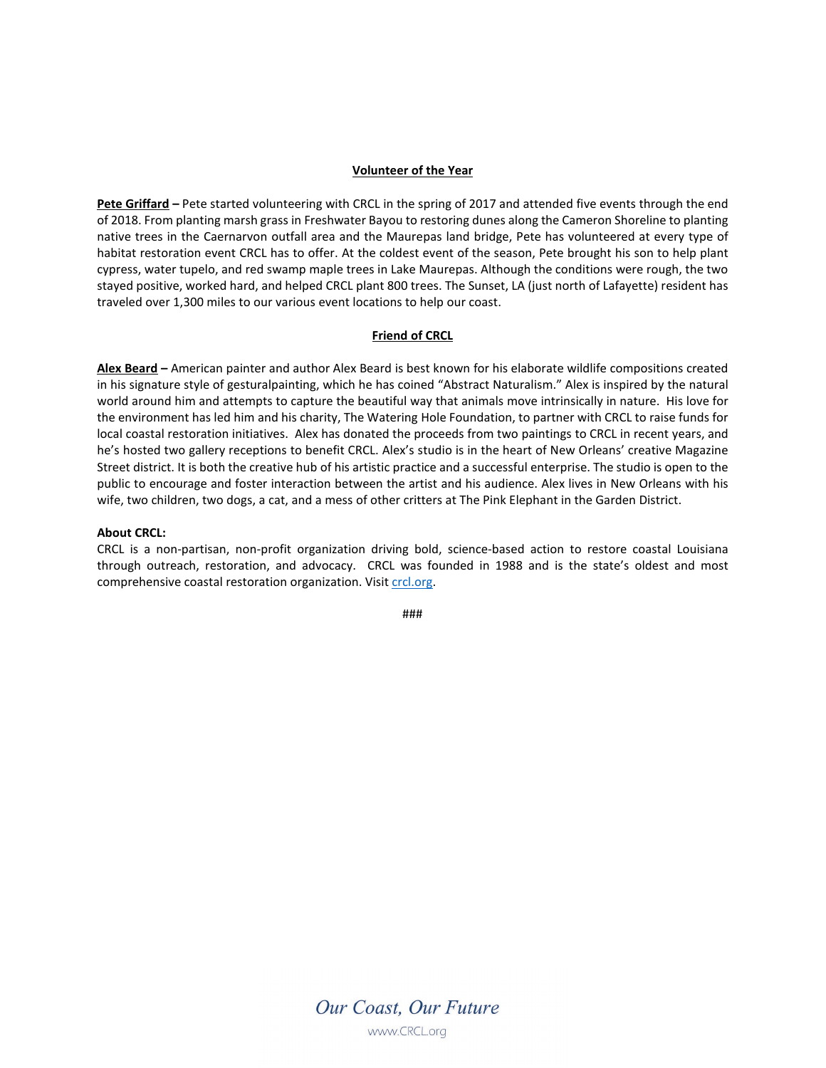## Volunteer of the Year

**Pete Griffard –** Pete started volunteering with CRCL in the spring of 2017 and attended five events through the end of 2018. From planting marsh grass in Freshwater Bayou to restoring dunes along the Cameron Shoreline to planting native trees in the Caernarvon outfall area and the Maurepas land bridge, Pete has volunteered at every type of habitat restoration event CRCL has to offer. At the coldest event of the season, Pete brought his son to help plant cypress, water tupelo, and red swamp maple trees in Lake Maurepas. Although the conditions were rough, the two stayed positive, worked hard, and helped CRCL plant 800 trees. The Sunset, LA (just north of Lafayette) resident has traveled over 1,300 miles to our various event locations to help our coast.

## Friend of CRCL

**Alex Beard –** American painter and author Alex Beard is best known for his elaborate wildlife compositions created in his signature style of gesturalpainting, which he has coined "Abstract Naturalism." Alex is inspired by the natural world around him and attempts to capture the beautiful way that animals move intrinsically in nature. His love for the environment has led him and his charity, The Watering Hole Foundation, to partner with CRCL to raise funds for local coastal restoration initiatives. Alex has donated the proceeds from two paintings to CRCL in recent years, and he's hosted two gallery receptions to benefit CRCL. Alex's studio is in the heart of New Orleans' creative Magazine Street district. It is both the creative hub of his artistic practice and a successful enterprise. The studio is open to the public to encourage and foster interaction between the artist and his audience. Alex lives in New Orleans with his wife, two children, two dogs, a cat, and a mess of other critters at The Pink Elephant in the Garden District.

**About CRCL:**
CRCL is a non-partisan, non-profit organization driving bold, science-based action to restore coastal Louisiana through outreach, restoration, and advocacy. CRCL was founded in 1988 and is the state's oldest and most comprehensive coastal restoration organization. Visit crcl.org.

###

*Our Coast, Our Future*

www.CRCL.org